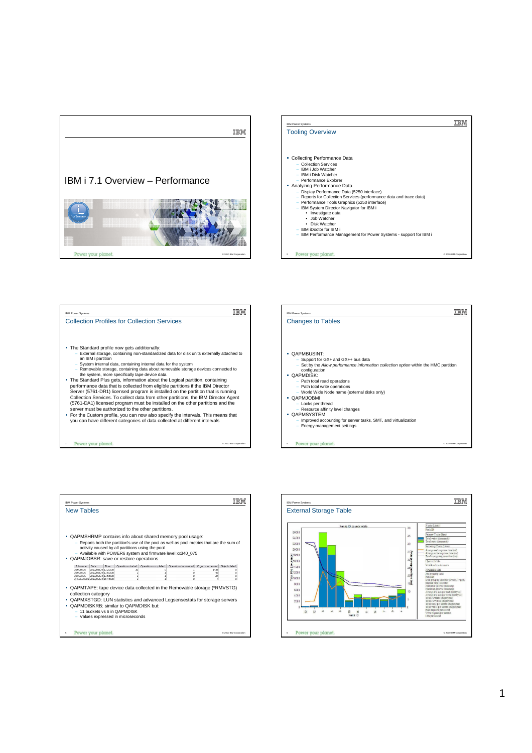# IBM i 7.1 Overview – Performance

## Tooling Overview

- Collecting Performance Data
  - Collection Services
  - IBM i Job Watcher
  - IBM i Disk Watcher
  - Performance Explorer
- Analyzing Performance Data
  - Display Performance Data (5250 interface)
  - Reports for Collection Services (performance data and trace data)
  - Performance Tools Graphics (5250 interface)
  - IBM System Director Navigator for IBM i
    - Investigate data
    - Job Watcher
    - Disk Watcher
  - IBM iDoctor for IBM i
  - IBM Performance Management for Power Systems - support for IBM i

## Collection Profiles for Collection Services

- The Standard profile now gets additionally:
  - External storage, containing non-standardized data for disk units externally attached to an IBM i partition
  - System internal data, containing internal data for the system
  - Removable storage, containing data about removable storage devices connected to the system, more specifically tape device data.
- The Standard Plus gets, information about the Logical partition, containing performance data that is collected from eligible partitions if the IBM Director Server (5761-DR1) licensed program is installed on the partition that is running Collection Services. To collect data from other partitions, the IBM Director Agent (5761-DA1) licensed program must be installed on the other partitions and the server must be authorized to the other partitions.
- For the Custom profile, you can now also specify the intervals. This means that you can have different categories of data collected at different intervals

## Changes to Tables

- QAPMBUSINT:
  - Support for GX+ and GX++ bus data
  - Set by the *Allow performance information collection option* within the HMC partition configuration
- QAPMDISK:
  - Path total read operations
  - Path total write operations
  - World Wide Node name (external disks only)
- QAPMJOBMI
  - Locks per thread
  - Resource affinity level changes
- QAPMSYSTEM
  - Improved accounting for server tasks, SMT, and virtualization
  - Energy management settings

## New Tables

- QAPMSHRMP contains info about shared memory pool usage:
  - Reports both the partition's use of the pool as well as pool metrics that are the sum of activity caused by all partitions using the pool
  - Available with POWER6 system and firmware level xx340_075
- QAPMJOBSR: save or restore operations

| Job name | Date | Time | Operations started | Operations completed | Operations terminated | Objects successful | Objects failed |
|---|---|---|---|---|---|---|---|
| QZRCSRVS | 2010/03/24 | 11:20:00 | 10 | 9 | 1 | 1433 | 0 |
| QZRCSRVS | 2010/03/24 | 11:50:00 | 1 | 1 | 0 | 45 | 0 |
| QZRCSRVS | 2010/03/24 | 11:55:00 | 1 | 1 | 0 | 24 | 0 |
| QPADEV0001 | 2010/03/24 | 15:45:00 | 1 | 1 | 0 | 7 | 0 |

- QAPMTAPE: tape device data collected in the Removable storage (*RMVSTG) collection category
- QAPMXSTGD: LUN statistics and advanced Logsensestats for storage servers
- QAPMDISKRB: similar to QAPMDISK but:
  - 11 buckets vs 6 in QAPMDISK
  - Values expressed in microseconds

## External Storage Table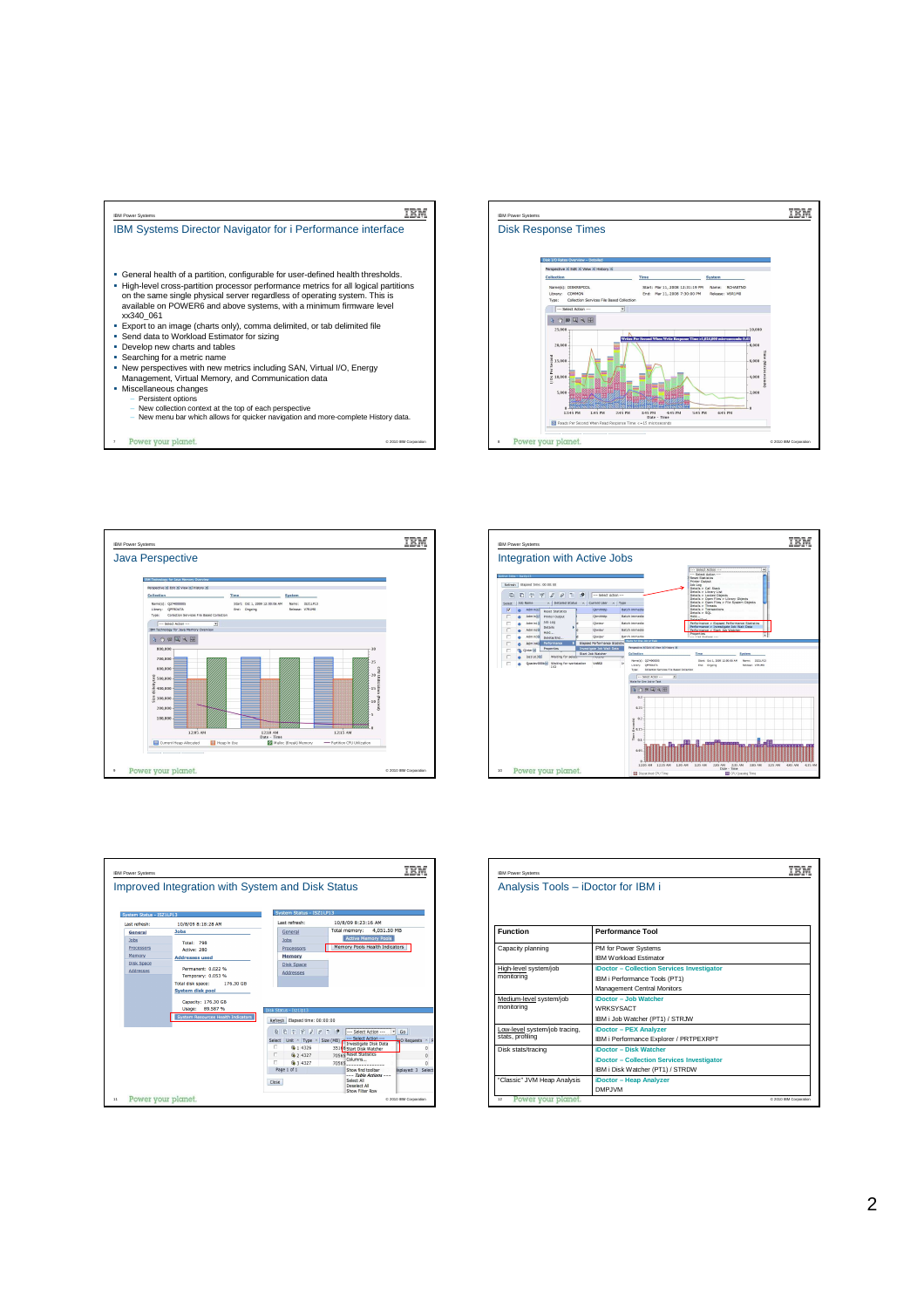## IBM Systems Director Navigator for i Performance interface

- General health of a partition, configurable for user-defined health thresholds.
- High-level cross-partition processor performance metrics for all logical partitions on the same single physical server regardless of operating system. This is available on POWER6 and above systems, with a minimum firmware level xx340_061
- Export to an image (charts only), comma delimited, or tab delimited file
- Send data to Workload Estimator for sizing
- Develop new charts and tables
- Searching for a metric name
- New perspectives with new metrics including SAN, Virtual I/O, Energy Management, Virtual Memory, and Communication data
- Miscellaneous changes
  - Persistent options
  - New collection context at the top of each perspective
  - New menu bar which allows for quicker navigation and more-complete History data.

## Disk Response Times

## Java Perspective

## Integration with Active Jobs

## Improved Integration with System and Disk Status

## Analysis Tools – iDoctor for IBM i

| Function | Performance Tool |
|---|---|
| Capacity planning | PM for Power Systems<br>IBM Workload Estimator |
| High-level system/job monitoring | iDoctor – Collection Services Investigator<br>IBM i Performance Tools (PT1)<br>Management Central Monitors |
| Medium-level system/job monitoring | iDoctor – Job Watcher<br>WRKSYSACT<br>IBM i Job Watcher (PT1) / STRJW |
| Low-level system/job tracing, stats, profiling | iDoctor – PEX Analyzer<br>IBM i Performance Explorer / PRTPEXRPT |
| Disk stats/tracing | iDoctor – Disk Watcher<br>iDoctor – Collection Services Investigator<br>IBM i Disk Watcher (PT1) / STRDW |
| "Classic" JVM Heap Analysis | iDoctor – Heap Analyzer<br>DMPJVM |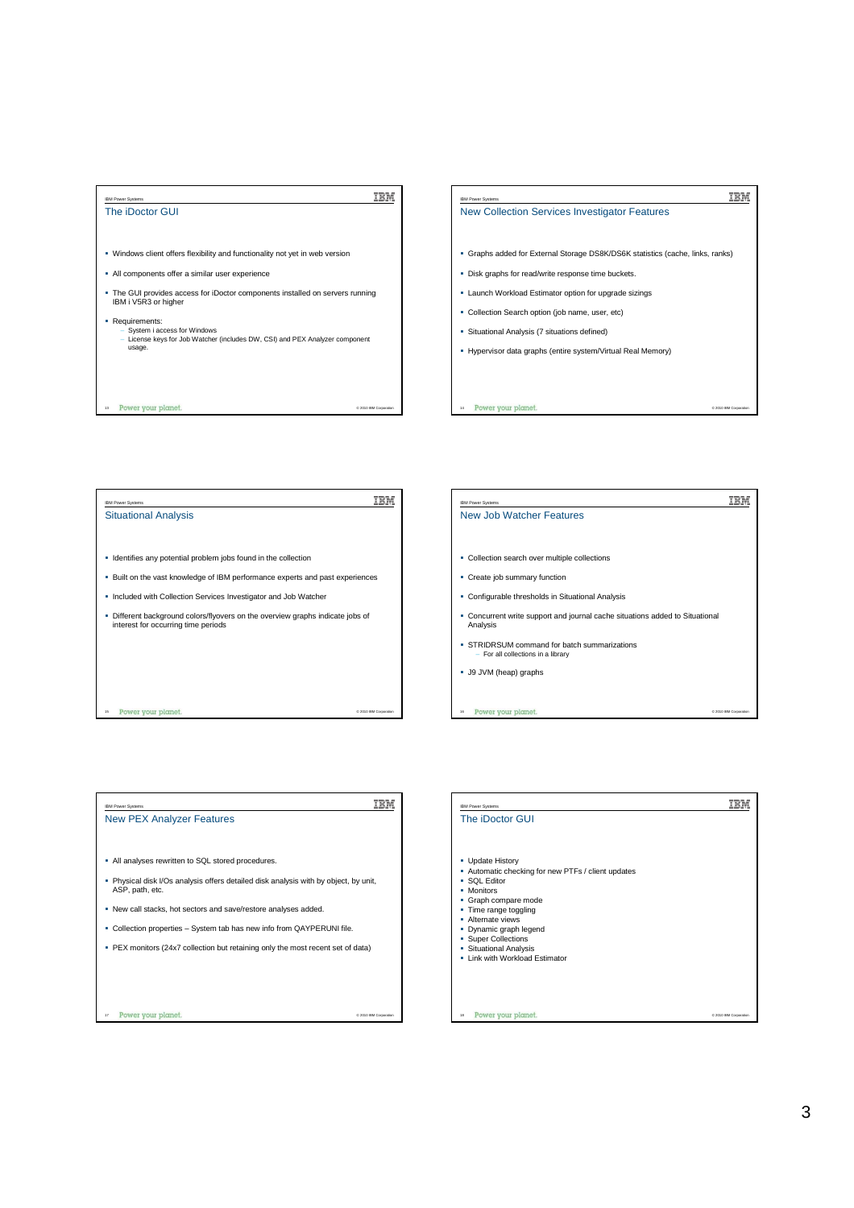## The iDoctor GUI

- Windows client offers flexibility and functionality not yet in web version
- All components offer a similar user experience
- The GUI provides access for iDoctor components installed on servers running IBM i V5R3 or higher
- Requirements:
  - System i access for Windows
  - License keys for Job Watcher (includes DW, CSI) and PEX Analyzer component usage.

## New Collection Services Investigator Features

- Graphs added for External Storage DS8K/DS6K statistics (cache, links, ranks)
- Disk graphs for read/write response time buckets.
- Launch Workload Estimator option for upgrade sizings
- Collection Search option (job name, user, etc)
- Situational Analysis (7 situations defined)
- Hypervisor data graphs (entire system/Virtual Real Memory)

## Situational Analysis

- Identifies any potential problem jobs found in the collection
- Built on the vast knowledge of IBM performance experts and past experiences
- Included with Collection Services Investigator and Job Watcher
- Different background colors/flyovers on the overview graphs indicate jobs of interest for occurring time periods

## New Job Watcher Features

- Collection search over multiple collections
- Create job summary function
- Configurable thresholds in Situational Analysis
- Concurrent write support and journal cache situations added to Situational Analysis
- STRIDRSUM command for batch summarizations
  - For all collections in a library
- J9 JVM (heap) graphs

## New PEX Analyzer Features

- All analyses rewritten to SQL stored procedures.
- Physical disk I/Os analysis offers detailed disk analysis with by object, by unit, ASP, path, etc.
- New call stacks, hot sectors and save/restore analyses added.
- Collection properties – System tab has new info from QAYPERUNI file.
- PEX monitors (24x7 collection but retaining only the most recent set of data)

## The iDoctor GUI

- Update History
- Automatic checking for new PTFs / client updates
- SQL Editor
- Monitors
- Graph compare mode
- Time range toggling
- Alternate views
- Dynamic graph legend
- Super Collections
- Situational Analysis
- Link with Workload Estimator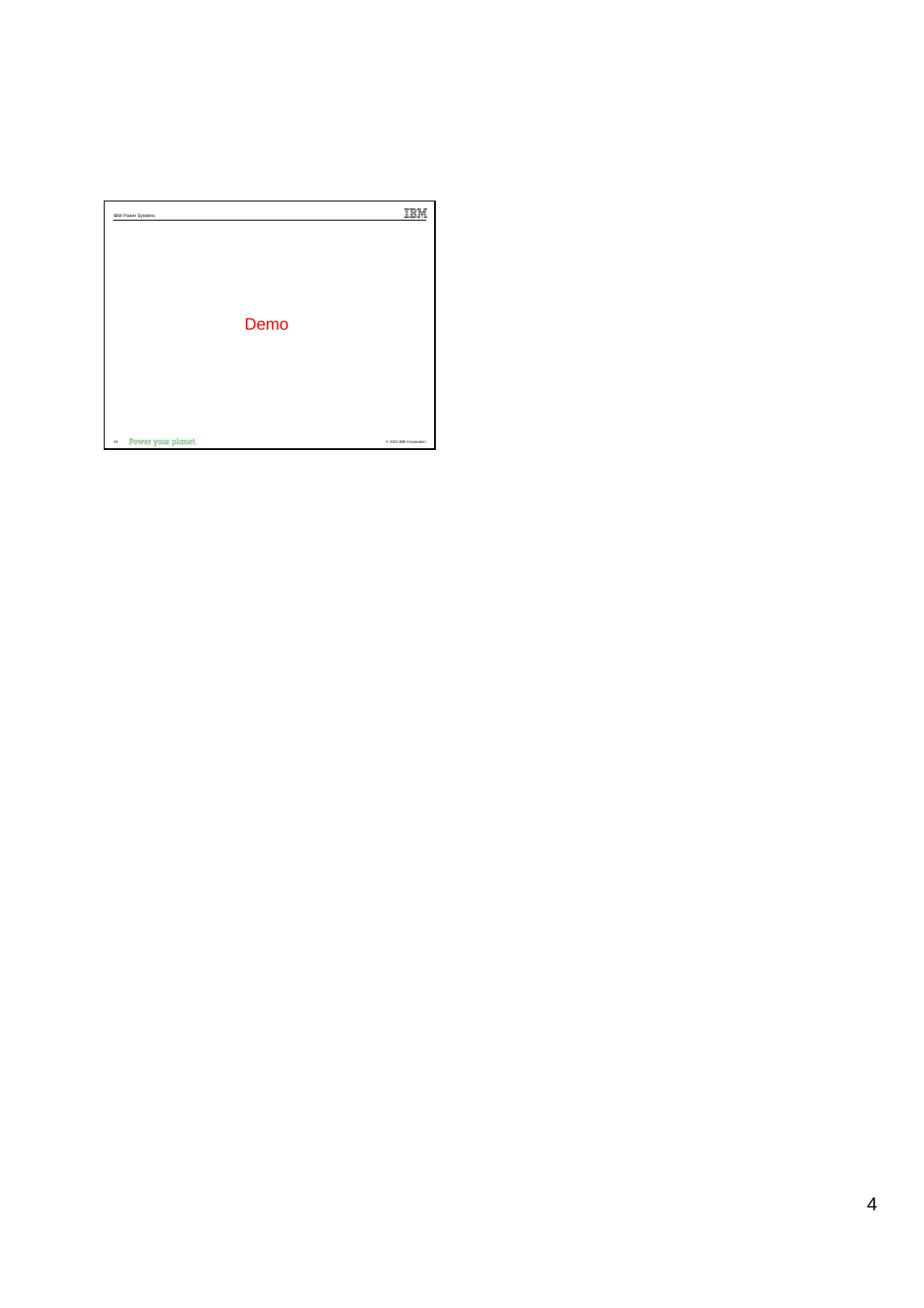Demo